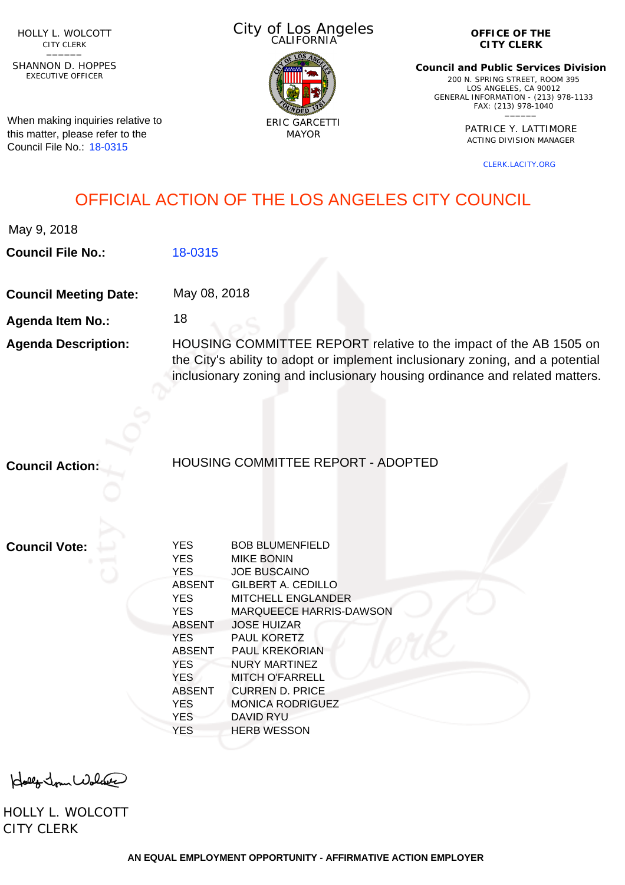HOLLY L. WOLCOTT
CITY CLERK

SHANNON D. HOPPES
EXECUTIVE OFFICER

When making inquiries relative to this matter, please refer to the Council File No.: 18-0315

City of Los Angeles
CALIFORNIA

ERIC GARCETTI
MAYOR

**OFFICE OF THE CITY CLERK**

**Council and Public Services Division**
200 N. SPRING STREET, ROOM 395
LOS ANGELES, CA 90012
GENERAL INFORMATION - (213) 978-1133
FAX: (213) 978-1040

PATRICE Y. LATTIMORE
ACTING DIVISION MANAGER

CLERK.LACITY.ORG

# OFFICIAL ACTION OF THE LOS ANGELES CITY COUNCIL

May 9, 2018

**Council File No.:** 18-0315

**Council Meeting Date:** May 08, 2018

**Agenda Item No.:** 18

**Agenda Description:** HOUSING COMMITTEE REPORT relative to the impact of the AB 1505 on the City's ability to adopt or implement inclusionary zoning, and a potential inclusionary zoning and inclusionary housing ordinance and related matters.

**Council Action:** HOUSING COMMITTEE REPORT - ADOPTED

**Council Vote:**

| | |
|---|---|
| YES | BOB BLUMENFIELD |
| YES | MIKE BONIN |
| YES | JOE BUSCAINO |
| ABSENT | GILBERT A. CEDILLO |
| YES | MITCHELL ENGLANDER |
| YES | MARQUEECE HARRIS-DAWSON |
| ABSENT | JOSE HUIZAR |
| YES | PAUL KORETZ |
| ABSENT | PAUL KREKORIAN |
| YES | NURY MARTINEZ |
| YES | MITCH O'FARRELL |
| ABSENT | CURREN D. PRICE |
| YES | MONICA RODRIGUEZ |
| YES | DAVID RYU |
| YES | HERB WESSON |

HOLLY L. WOLCOTT
CITY CLERK

AN EQUAL EMPLOYMENT OPPORTUNITY - AFFIRMATIVE ACTION EMPLOYER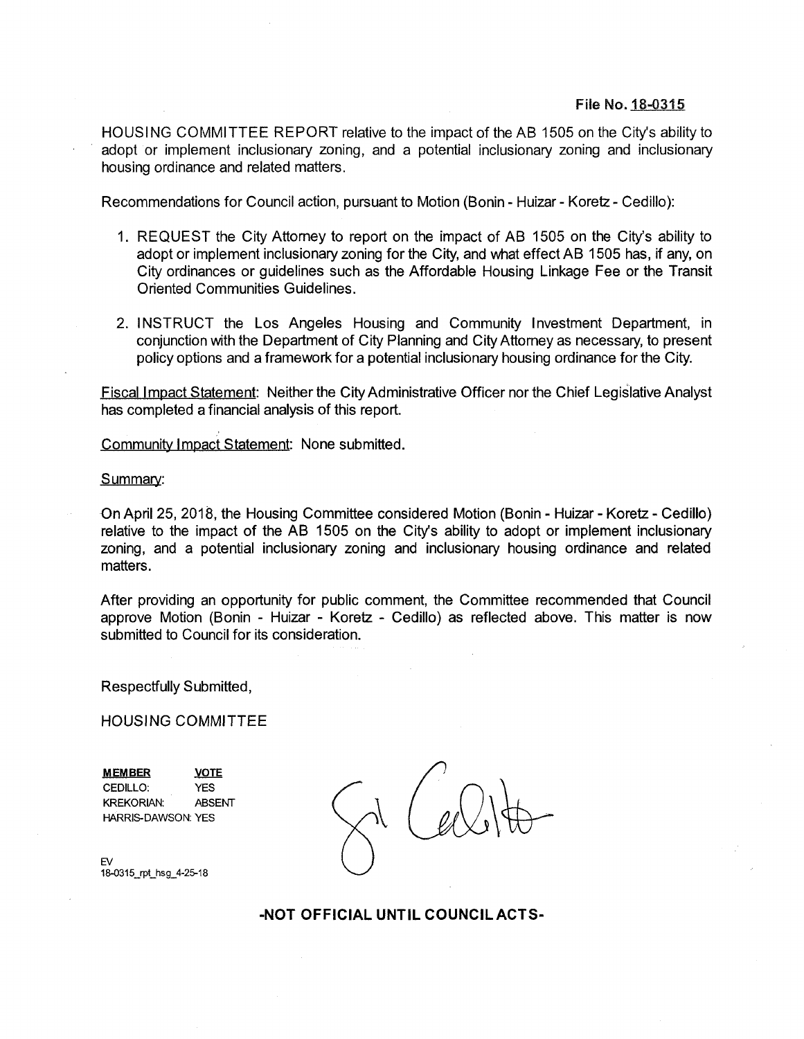File No. 18-0315

HOUSING COMMITTEE REPORT relative to the impact of the AB 1505 on the City's ability to adopt or implement inclusionary zoning, and a potential inclusionary zoning and inclusionary housing ordinance and related matters.

Recommendations for Council action, pursuant to Motion (Bonin - Huizar - Koretz - Cedillo):

1. REQUEST the City Attorney to report on the impact of AB 1505 on the City's ability to adopt or implement inclusionary zoning for the City, and what effect AB 1505 has, if any, on City ordinances or guidelines such as the Affordable Housing Linkage Fee or the Transit Oriented Communities Guidelines.

2. INSTRUCT the Los Angeles Housing and Community Investment Department, in conjunction with the Department of City Planning and City Attorney as necessary, to present policy options and a framework for a potential inclusionary housing ordinance for the City.

Fiscal Impact Statement: Neither the City Administrative Officer nor the Chief Legislative Analyst has completed a financial analysis of this report.

Community Impact Statement: None submitted.

Summary:

On April 25, 2018, the Housing Committee considered Motion (Bonin - Huizar - Koretz - Cedillo) relative to the impact of the AB 1505 on the City's ability to adopt or implement inclusionary zoning, and a potential inclusionary zoning and inclusionary housing ordinance and related matters.

After providing an opportunity for public comment, the Committee recommended that Council approve Motion (Bonin - Huizar - Koretz - Cedillo) as reflected above. This matter is now submitted to Council for its consideration.

Respectfully Submitted,

HOUSING COMMITTEE

| MEMBER | VOTE |
| --- | --- |
| CEDILLO: | YES |
| KREKORIAN: | ABSENT |
| HARRIS-DAWSON: | YES |

EV
18-0315_rpt_hsg_4-25-18

**-NOT OFFICIAL UNTIL COUNCIL ACTS-**